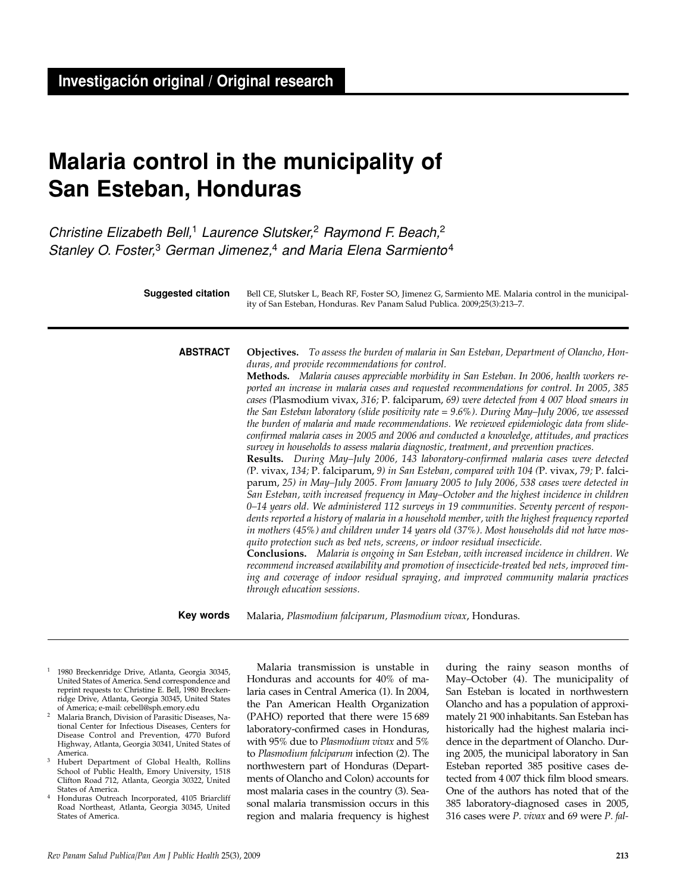**Investigación original / Original research**

# Malaria control in the municipality of San Esteban, Honduras

*Christine Elizabeth Bell,*[1] *Laurence Slutsker,*[2] *Raymond F. Beach,*[2] *Stanley O. Foster,*[3] *German Jimenez,*[4] *and Maria Elena Sarmiento*[4]

**Suggested citation** Bell CE, Slutsker L, Beach RF, Foster SO, Jimenez G, Sarmiento ME. Malaria control in the municipality of San Esteban, Honduras. Rev Panam Salud Publica. 2009;25(3):213–7.

**ABSTRACT**

**Objectives.** *To assess the burden of malaria in San Esteban, Department of Olancho, Honduras, and provide recommendations for control.*

**Methods.** *Malaria causes appreciable morbidity in San Esteban. In 2006, health workers reported an increase in malaria cases and requested recommendations for control. In 2005, 385 cases (*Plasmodium vivax*, 316;* P. falciparum*, 69) were detected from 4 007 blood smears in the San Esteban laboratory (slide positivity rate = 9.6%). During May–July 2006, we assessed the burden of malaria and made recommendations. We reviewed epidemiologic data from slide-confirmed malaria cases in 2005 and 2006 and conducted a knowledge, attitudes, and practices survey in households to assess malaria diagnostic, treatment, and prevention practices.*

**Results.** *During May–July 2006, 143 laboratory-confirmed malaria cases were detected (*P. vivax*, 134;* P. falciparum*, 9) in San Esteban, compared with 104 (*P. vivax*, 79;* P. falciparum*, 25) in May–July 2005. From January 2005 to July 2006, 538 cases were detected in San Esteban, with increased frequency in May–October and the highest incidence in children 0–14 years old. We administered 112 surveys in 19 communities. Seventy percent of respondents reported a history of malaria in a household member, with the highest frequency reported in mothers (45%) and children under 14 years old (37%). Most households did not have mosquito protection such as bed nets, screens, or indoor residual insecticide.*

**Conclusions.** *Malaria is ongoing in San Esteban, with increased incidence in children. We recommend increased availability and promotion of insecticide-treated bed nets, improved timing and coverage of indoor residual spraying, and improved community malaria practices through education sessions.*

**Key words** Malaria, *Plasmodium falciparum, Plasmodium vivax*, Honduras.

---

[1] 1980 Breckenridge Drive, Atlanta, Georgia 30345, United States of America. Send correspondence and reprint requests to: Christine E. Bell, 1980 Breckenridge Drive, Atlanta, Georgia 30345, United States of America; e-mail: cebell@sph.emory.edu

[2] Malaria Branch, Division of Parasitic Diseases, National Center for Infectious Diseases, Centers for Disease Control and Prevention, 4770 Buford Highway, Atlanta, Georgia 30341, United States of America.

[3] Hubert Department of Global Health, Rollins School of Public Health, Emory University, 1518 Clifton Road 712, Atlanta, Georgia 30322, United States of America.

[4] Honduras Outreach Incorporated, 4105 Briarcliff Road Northeast, Atlanta, Georgia 30345, United States of America.

Malaria transmission is unstable in Honduras and accounts for 40% of malaria cases in Central America (1). In 2004, the Pan American Health Organization (PAHO) reported that there were 15 689 laboratory-confirmed cases in Honduras, with 95% due to *Plasmodium vivax* and 5% to *Plasmodium falciparum* infection (2). The northwestern part of Honduras (Departments of Olancho and Colon) accounts for most malaria cases in the country (3). Seasonal malaria transmission occurs in this region and malaria frequency is highest during the rainy season months of May–October (4). The municipality of San Esteban is located in northwestern Olancho and has a population of approximately 21 900 inhabitants. San Esteban has historically had the highest malaria incidence in the department of Olancho. During 2005, the municipal laboratory in San Esteban reported 385 positive cases detected from 4 007 thick film blood smears. One of the authors has noted that of the 385 laboratory-diagnosed cases in 2005, 316 cases were *P. vivax* and 69 were *P. fal-*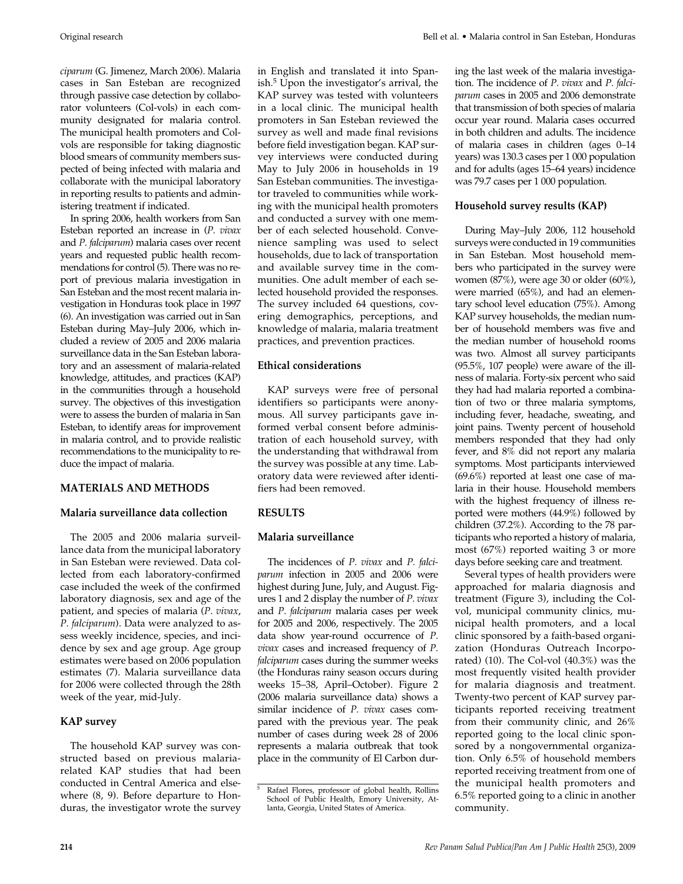*ciparum* (G. Jimenez, March 2006). Malaria cases in San Esteban are recognized through passive case detection by collaborator volunteers (Col-vols) in each community designated for malaria control. The municipal health promoters and Col-vols are responsible for taking diagnostic blood smears of community members suspected of being infected with malaria and collaborate with the municipal laboratory in reporting results to patients and administering treatment if indicated.

In spring 2006, health workers from San Esteban reported an increase in (*P. vivax* and *P. falciparum*) malaria cases over recent years and requested public health recommendations for control (5). There was no report of previous malaria investigation in San Esteban and the most recent malaria investigation in Honduras took place in 1997 (6). An investigation was carried out in San Esteban during May–July 2006, which included a review of 2005 and 2006 malaria surveillance data in the San Esteban laboratory and an assessment of malaria-related knowledge, attitudes, and practices (KAP) in the communities through a household survey. The objectives of this investigation were to assess the burden of malaria in San Esteban, to identify areas for improvement in malaria control, and to provide realistic recommendations to the municipality to reduce the impact of malaria.

## MATERIALS AND METHODS

### Malaria surveillance data collection

The 2005 and 2006 malaria surveillance data from the municipal laboratory in San Esteban were reviewed. Data collected from each laboratory-confirmed case included the week of the confirmed laboratory diagnosis, sex and age of the patient, and species of malaria (*P. vivax*, *P. falciparum*). Data were analyzed to assess weekly incidence, species, and incidence by sex and age group. Age group estimates were based on 2006 population estimates (7). Malaria surveillance data for 2006 were collected through the 28th week of the year, mid-July.

### KAP survey

The household KAP survey was constructed based on previous malaria-related KAP studies that had been conducted in Central America and elsewhere (8, 9). Before departure to Honduras, the investigator wrote the survey in English and translated it into Spanish.[5] Upon the investigator's arrival, the KAP survey was tested with volunteers in a local clinic. The municipal health promoters in San Esteban reviewed the survey as well and made final revisions before field investigation began. KAP survey interviews were conducted during May to July 2006 in households in 19 San Esteban communities. The investigator traveled to communities while working with the municipal health promoters and conducted a survey with one member of each selected household. Convenience sampling was used to select households, due to lack of transportation and available survey time in the communities. One adult member of each selected household provided the responses. The survey included 64 questions, covering demographics, perceptions, and knowledge of malaria, malaria treatment practices, and prevention practices.

### Ethical considerations

KAP surveys were free of personal identifiers so participants were anonymous. All survey participants gave informed verbal consent before administration of each household survey, with the understanding that withdrawal from the survey was possible at any time. Laboratory data were reviewed after identifiers had been removed.

## RESULTS

### Malaria surveillance

The incidences of *P. vivax* and *P. falciparum* infection in 2005 and 2006 were highest during June, July, and August. Figures 1 and 2 display the number of *P. vivax* and *P. falciparum* malaria cases per week for 2005 and 2006, respectively. The 2005 data show year-round occurrence of *P. vivax* cases and increased frequency of *P. falciparum* cases during the summer weeks (the Honduras rainy season occurs during weeks 15–38, April–October). Figure 2 (2006 malaria surveillance data) shows a similar incidence of *P. vivax* cases compared with the previous year. The peak number of cases during week 28 of 2006 represents a malaria outbreak that took place in the community of El Carbon during the last week of the malaria investigation. The incidence of *P. vivax* and *P. falciparum* cases in 2005 and 2006 demonstrate that transmission of both species of malaria occur year round. Malaria cases occurred in both children and adults. The incidence of malaria cases in children (ages 0–14 years) was 130.3 cases per 1 000 population and for adults (ages 15–64 years) incidence was 79.7 cases per 1 000 population.

### Household survey results (KAP)

During May–July 2006, 112 household surveys were conducted in 19 communities in San Esteban. Most household members who participated in the survey were women (87%), were age 30 or older (60%), were married (65%), and had an elementary school level education (75%). Among KAP survey households, the median number of household members was five and the median number of household rooms was two. Almost all survey participants (95.5%, 107 people) were aware of the illness of malaria. Forty-six percent who said they had had malaria reported a combination of two or three malaria symptoms, including fever, headache, sweating, and joint pains. Twenty percent of household members responded that they had only fever, and 8% did not report any malaria symptoms. Most participants interviewed (69.6%) reported at least one case of malaria in their house. Household members with the highest frequency of illness reported were mothers (44.9%) followed by children (37.2%). According to the 78 participants who reported a history of malaria, most (67%) reported waiting 3 or more days before seeking care and treatment.

Several types of health providers were approached for malaria diagnosis and treatment (Figure 3), including the Col-vol, municipal community clinics, municipal health promoters, and a local clinic sponsored by a faith-based organization (Honduras Outreach Incorporated) (10). The Col-vol (40.3%) was the most frequently visited health provider for malaria diagnosis and treatment. Twenty-two percent of KAP survey participants reported receiving treatment from their community clinic, and 26% reported going to the local clinic sponsored by a nongovernmental organization. Only 6.5% of household members reported receiving treatment from one of the municipal health promoters and 6.5% reported going to a clinic in another community.

---

[5] Rafael Flores, professor of global health, Rollins School of Public Health, Emory University, Atlanta, Georgia, United States of America.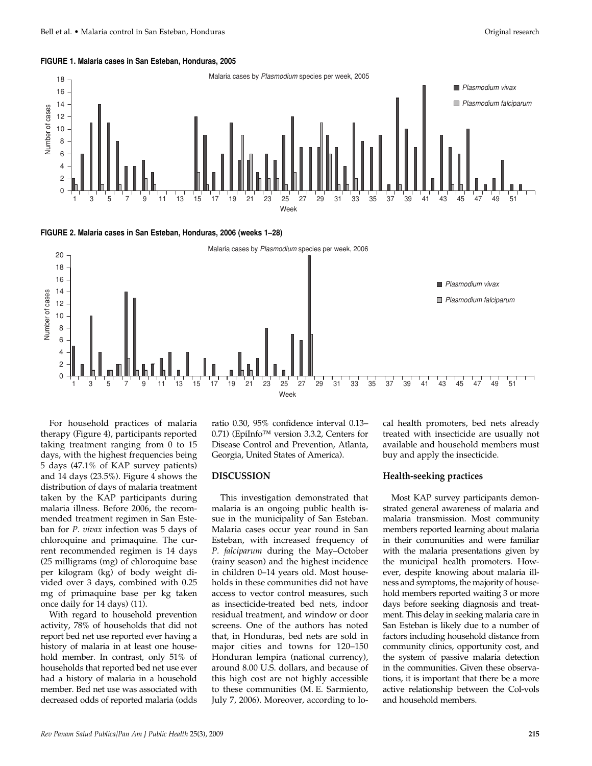**FIGURE 1. Malaria cases in San Esteban, Honduras, 2005**

**FIGURE 2. Malaria cases in San Esteban, Honduras, 2006 (weeks 1–28)**

For household practices of malaria therapy (Figure 4), participants reported taking treatment ranging from 0 to 15 days, with the highest frequencies being 5 days (47.1% of KAP survey patients) and 14 days (23.5%). Figure 4 shows the distribution of days of malaria treatment taken by the KAP participants during malaria illness. Before 2006, the recommended treatment regimen in San Esteban for *P. vivax* infection was 5 days of chloroquine and primaquine. The current recommended regimen is 14 days (25 milligrams (mg) of chloroquine base per kilogram (kg) of body weight divided over 3 days, combined with 0.25 mg of primaquine base per kg taken once daily for 14 days) (11).

With regard to household prevention activity, 78% of households that did not report bed net use reported ever having a history of malaria in at least one household member. In contrast, only 51% of households that reported bed net use ever had a history of malaria in a household member. Bed net use was associated with decreased odds of reported malaria (odds ratio 0.30, 95% confidence interval 0.13–0.71) (EpiInfo™ version 3.3.2, Centers for Disease Control and Prevention, Atlanta, Georgia, United States of America).

## DISCUSSION

This investigation demonstrated that malaria is an ongoing public health issue in the municipality of San Esteban. Malaria cases occur year round in San Esteban, with increased frequency of *P. falciparum* during the May–October (rainy season) and the highest incidence in children 0–14 years old. Most households in these communities did not have access to vector control measures, such as insecticide-treated bed nets, indoor residual treatment, and window or door screens. One of the authors has noted that, in Honduras, bed nets are sold in major cities and towns for 120–150 Honduran lempira (national currency), around 8.00 U.S. dollars, and because of this high cost are not highly accessible to these communities (M. E. Sarmiento, July 7, 2006). Moreover, according to local health promoters, bed nets already treated with insecticide are usually not available and household members must buy and apply the insecticide.

### Health-seeking practices

Most KAP survey participants demonstrated general awareness of malaria and malaria transmission. Most community members reported learning about malaria in their communities and were familiar with the malaria presentations given by the municipal health promoters. However, despite knowing about malaria illness and symptoms, the majority of household members reported waiting 3 or more days before seeking diagnosis and treatment. This delay in seeking malaria care in San Esteban is likely due to a number of factors including household distance from community clinics, opportunity cost, and the system of passive malaria detection in the communities. Given these observations, it is important that there be a more active relationship between the Col-vols and household members.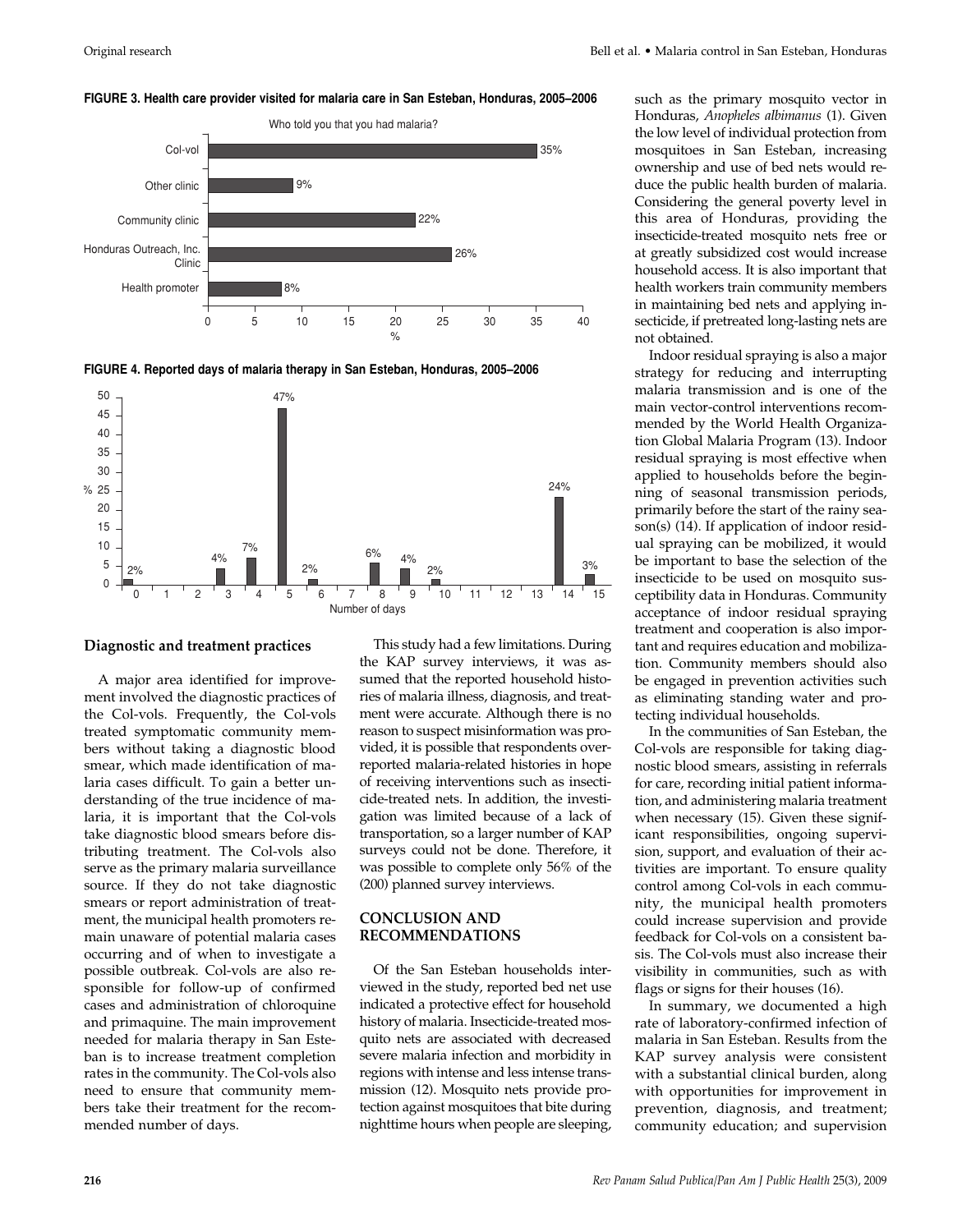**FIGURE 3. Health care provider visited for malaria care in San Esteban, Honduras, 2005–2006**

| Who told you that you had malaria? | % |
|---|---|
| Col-vol | 35% |
| Other clinic | 9% |
| Community clinic | 22% |
| Honduras Outreach, Inc. Clinic | 26% |
| Health promoter | 8% |

**FIGURE 4. Reported days of malaria therapy in San Esteban, Honduras, 2005–2006**

| Number of days | % |
|---|---|
| 0 | 2% |
| 3 | 4% |
| 4 | 7% |
| 5 | 47% |
| 6 | 2% |
| 8 | 6% |
| 9 | 4% |
| 10 | 2% |
| 14 | 24% |
| 15 | 3% |

### Diagnostic and treatment practices

A major area identified for improvement involved the diagnostic practices of the Col-vols. Frequently, the Col-vols treated symptomatic community members without taking a diagnostic blood smear, which made identification of malaria cases difficult. To gain a better understanding of the true incidence of malaria, it is important that the Col-vols take diagnostic blood smears before distributing treatment. The Col-vols also serve as the primary malaria surveillance source. If they do not take diagnostic smears or report administration of treatment, the municipal health promoters remain unaware of potential malaria cases occurring and of when to investigate a possible outbreak. Col-vols are also responsible for follow-up of confirmed cases and administration of chloroquine and primaquine. The main improvement needed for malaria therapy in San Esteban is to increase treatment completion rates in the community. The Col-vols also need to ensure that community members take their treatment for the recommended number of days.

This study had a few limitations. During the KAP survey interviews, it was assumed that the reported household histories of malaria illness, diagnosis, and treatment were accurate. Although there is no reason to suspect misinformation was provided, it is possible that respondents over-reported malaria-related histories in hope of receiving interventions such as insecticide-treated nets. In addition, the investigation was limited because of a lack of transportation, so a larger number of KAP surveys could not be done. Therefore, it was possible to complete only 56% of the (200) planned survey interviews.

## CONCLUSION AND RECOMMENDATIONS

Of the San Esteban households interviewed in the study, reported bed net use indicated a protective effect for household history of malaria. Insecticide-treated mosquito nets are associated with decreased severe malaria infection and morbidity in regions with intense and less intense transmission (12). Mosquito nets provide protection against mosquitoes that bite during nighttime hours when people are sleeping, such as the primary mosquito vector in Honduras, *Anopheles albimanus* (1). Given the low level of individual protection from mosquitoes in San Esteban, increasing ownership and use of bed nets would reduce the public health burden of malaria. Considering the general poverty level in this area of Honduras, providing the insecticide-treated mosquito nets free or at greatly subsidized cost would increase household access. It is also important that health workers train community members in maintaining bed nets and applying insecticide, if pretreated long-lasting nets are not obtained.

Indoor residual spraying is also a major strategy for reducing and interrupting malaria transmission and is one of the main vector-control interventions recommended by the World Health Organization Global Malaria Program (13). Indoor residual spraying is most effective when applied to households before the beginning of seasonal transmission periods, primarily before the start of the rainy season(s) (14). If application of indoor residual spraying can be mobilized, it would be important to base the selection of the insecticide to be used on mosquito susceptibility data in Honduras. Community acceptance of indoor residual spraying treatment and cooperation is also important and requires education and mobilization. Community members should also be engaged in prevention activities such as eliminating standing water and protecting individual households.

In the communities of San Esteban, the Col-vols are responsible for taking diagnostic blood smears, assisting in referrals for care, recording initial patient information, and administering malaria treatment when necessary (15). Given these significant responsibilities, ongoing supervision, support, and evaluation of their activities are important. To ensure quality control among Col-vols in each community, the municipal health promoters could increase supervision and provide feedback for Col-vols on a consistent basis. The Col-vols must also increase their visibility in communities, such as with flags or signs for their houses (16).

In summary, we documented a high rate of laboratory-confirmed infection of malaria in San Esteban. Results from the KAP survey analysis were consistent with a substantial clinical burden, along with opportunities for improvement in prevention, diagnosis, and treatment; community education; and supervision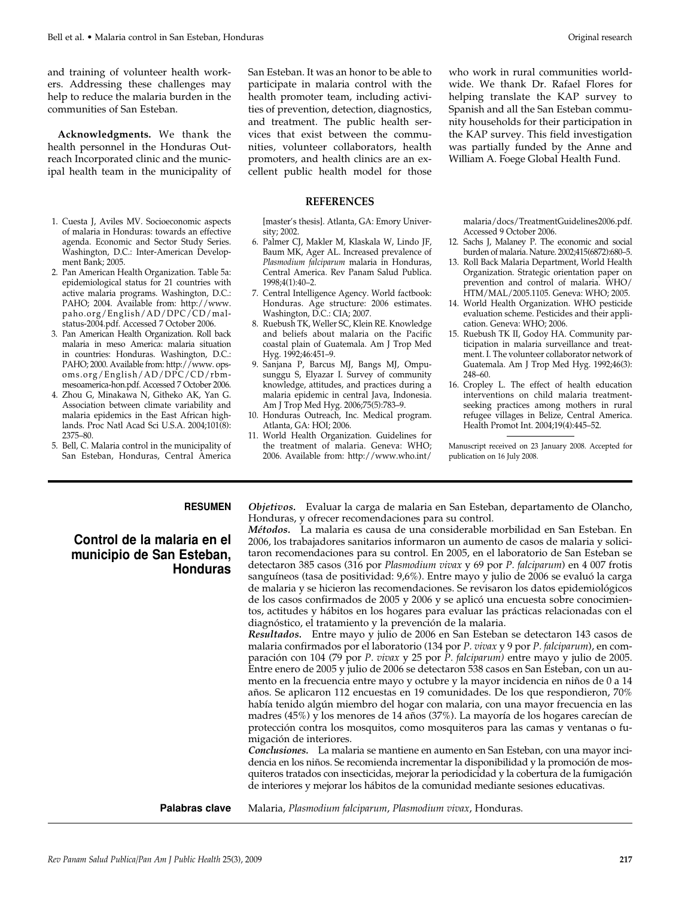and training of volunteer health workers. Addressing these challenges may help to reduce the malaria burden in the communities of San Esteban.

**Acknowledgments.** We thank the health personnel in the Honduras Outreach Incorporated clinic and the municipal health team in the municipality of San Esteban. It was an honor to be able to participate in malaria control with the health promoter team, including activities of prevention, detection, diagnostics, and treatment. The public health services that exist between the communities, volunteer collaborators, health promoters, and health clinics are an excellent public health model for those who work in rural communities worldwide. We thank Dr. Rafael Flores for helping translate the KAP survey to Spanish and all the San Esteban community households for their participation in the KAP survey. This field investigation was partially funded by the Anne and William A. Foege Global Health Fund.

## REFERENCES

1. Cuesta J, Aviles MV. Socioeconomic aspects of malaria in Honduras: towards an effective agenda. Economic and Sector Study Series. Washington, D.C.: Inter-American Development Bank; 2005.
2. Pan American Health Organization. Table 5a: epidemiological status for 21 countries with active malaria programs. Washington, D.C.: PAHO; 2004. Available from: http://www.paho.org/English/AD/DPC/CD/mal-status-2004.pdf. Accessed 7 October 2006.
3. Pan American Health Organization. Roll back malaria in meso America: malaria situation in countries: Honduras. Washington, D.C.: PAHO; 2000. Available from: http://www.ops-oms.org/English/AD/DPC/CD/rbm-mesoamerica-hon.pdf. Accessed 7 October 2006.
4. Zhou G, Minakawa N, Githeko AK, Yan G. Association between climate variability and malaria epidemics in the East African highlands. Proc Natl Acad Sci U.S.A. 2004;101(8):2375–80.
5. Bell, C. Malaria control in the municipality of San Esteban, Honduras, Central America [master's thesis]. Atlanta, GA: Emory University; 2002.
6. Palmer CJ, Makler M, Klaskala W, Lindo JF, Baum MK, Ager AL. Increased prevalence of *Plasmodium falciparum* malaria in Honduras, Central America. Rev Panam Salud Publica. 1998;4(1):40–2.
7. Central Intelligence Agency. World factbook: Honduras. Age structure: 2006 estimates. Washington, D.C.: CIA; 2007.
8. Ruebush TK, Weller SC, Klein RE. Knowledge and beliefs about malaria on the Pacific coastal plain of Guatemala. Am J Trop Med Hyg. 1992;46:451–9.
9. Sanjana P, Barcus MJ, Bangs MJ, Ompusunggu S, Elyazar I. Survey of community knowledge, attitudes, and practices during a malaria epidemic in central Java, Indonesia. Am J Trop Med Hyg. 2006;75(5):783–9.
10. Honduras Outreach, Inc. Medical program. Atlanta, GA: HOI; 2006.
11. World Health Organization. Guidelines for the treatment of malaria. Geneva: WHO; 2006. Available from: http://www.who.int/malaria/docs/TreatmentGuidelines2006.pdf. Accessed 9 October 2006.
12. Sachs J, Malaney P. The economic and social burden of malaria. Nature. 2002;415(6872):680–5.
13. Roll Back Malaria Department, World Health Organization. Strategic orientation paper on prevention and control of malaria. WHO/HTM/MAL/2005.1105. Geneva: WHO; 2005.
14. World Health Organization. WHO pesticide evaluation scheme. Pesticides and their application. Geneva: WHO; 2006.
15. Ruebush TK II, Godoy HA. Community participation in malaria surveillance and treatment. I. The volunteer collaborator network of Guatemala. Am J Trop Med Hyg. 1992;46(3):248–60.
16. Cropley L. The effect of health education interventions on child malaria treatment-seeking practices among mothers in rural refugee villages in Belize, Central America. Health Promot Int. 2004;19(4):445–52.

Manuscript received on 23 January 2008. Accepted for publication on 16 July 2008.

---

**RESUMEN**

## Control de la malaria en el municipio de San Esteban, Honduras

***Objetivos.*** Evaluar la carga de malaria en San Esteban, departamento de Olancho, Honduras, y ofrecer recomendaciones para su control.

***Métodos.*** La malaria es causa de una considerable morbilidad en San Esteban. En 2006, los trabajadores sanitarios informaron un aumento de casos de malaria y solicitaron recomendaciones para su control. En 2005, en el laboratorio de San Esteban se detectaron 385 casos (316 por *Plasmodium vivax* y 69 por *P. falciparum*) en 4 007 frotis sanguíneos (tasa de positividad: 9,6%). Entre mayo y julio de 2006 se evaluó la carga de malaria y se hicieron las recomendaciones. Se revisaron los datos epidemiológicos de los casos confirmados de 2005 y 2006 y se aplicó una encuesta sobre conocimientos, actitudes y hábitos en los hogares para evaluar las prácticas relacionadas con el diagnóstico, el tratamiento y la prevención de la malaria.

***Resultados.*** Entre mayo y julio de 2006 en San Esteban se detectaron 143 casos de malaria confirmados por el laboratorio (134 por *P. vivax* y 9 por *P. falciparum*), en comparación con 104 (79 por *P. vivax* y 25 por *P. falciparum)* entre mayo y julio de 2005. Entre enero de 2005 y julio de 2006 se detectaron 538 casos en San Esteban, con un aumento en la frecuencia entre mayo y octubre y la mayor incidencia en niños de 0 a 14 años. Se aplicaron 112 encuestas en 19 comunidades. De los que respondieron, 70% había tenido algún miembro del hogar con malaria, con una mayor frecuencia en las madres (45%) y los menores de 14 años (37%). La mayoría de los hogares carecían de protección contra los mosquitos, como mosquiteros para las camas y ventanas o fumigación de interiores.

***Conclusiones.*** La malaria se mantiene en aumento en San Esteban, con una mayor incidencia en los niños. Se recomienda incrementar la disponibilidad y la promoción de mosquiteros tratados con insecticidas, mejorar la periodicidad y la cobertura de la fumigación de interiores y mejorar los hábitos de la comunidad mediante sesiones educativas.

**Palabras clave** Malaria, *Plasmodium falciparum*, *Plasmodium vivax*, Honduras.